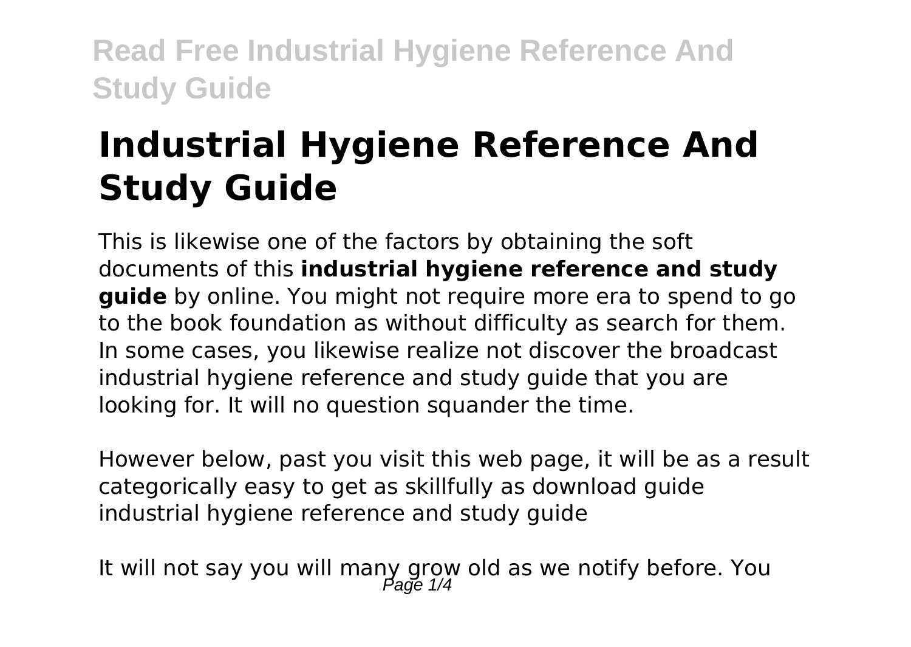# Industrial Hygiene Reference And Study Guide

This is likewise one of the factors by obtaining the soft documents of this **industrial hygiene reference and study guide** by online. You might not require more era to spend to go to the book foundation as without difficulty as search for them. In some cases, you likewise realize not discover the broadcast industrial hygiene reference and study guide that you are looking for. It will no question squander the time.

However below, past you visit this web page, it will be as a result categorically easy to get as skillfully as download guide industrial hygiene reference and study guide

It will not say you will many grow old as we notify before. You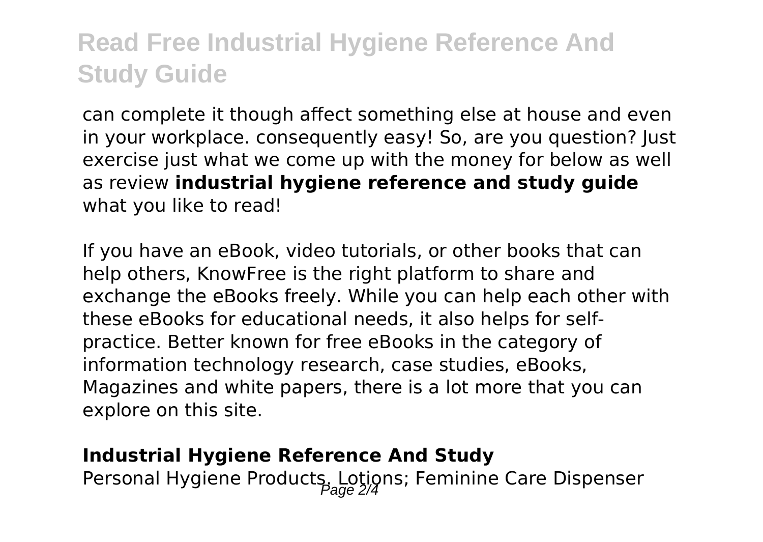can complete it though affect something else at house and even in your workplace. consequently easy! So, are you question? Just exercise just what we come up with the money for below as well as review **industrial hygiene reference and study guide** what you like to read!

If you have an eBook, video tutorials, or other books that can help others, KnowFree is the right platform to share and exchange the eBooks freely. While you can help each other with these eBooks for educational needs, it also helps for self-practice. Better known for free eBooks in the category of information technology research, case studies, eBooks, Magazines and white papers, there is a lot more that you can explore on this site.

**Industrial Hygiene Reference And Study**

Personal Hygiene Products. Lotions; Feminine Care Dispenser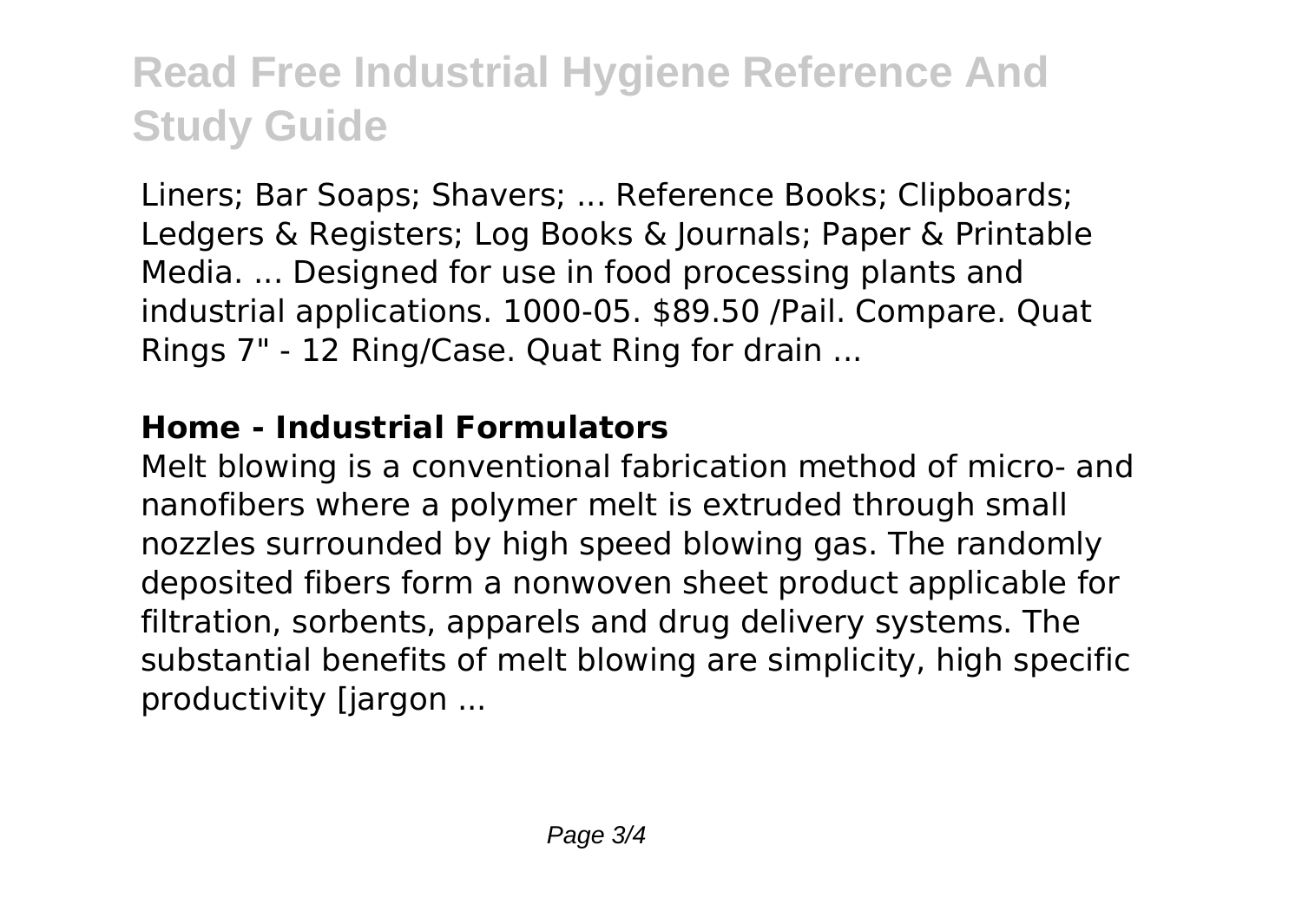# Read Free Industrial Hygiene Reference And Study Guide

Liners; Bar Soaps; Shavers; ... Reference Books; Clipboards; Ledgers & Registers; Log Books & Journals; Paper & Printable Media. ... Designed for use in food processing plants and industrial applications. 1000-05. $89.50 /Pail. Compare. Quat Rings 7" - 12 Ring/Case. Quat Ring for drain ...

**Home - Industrial Formulators**

Melt blowing is a conventional fabrication method of micro- and nanofibers where a polymer melt is extruded through small nozzles surrounded by high speed blowing gas. The randomly deposited fibers form a nonwoven sheet product applicable for filtration, sorbents, apparels and drug delivery systems. The substantial benefits of melt blowing are simplicity, high specific productivity [jargon ...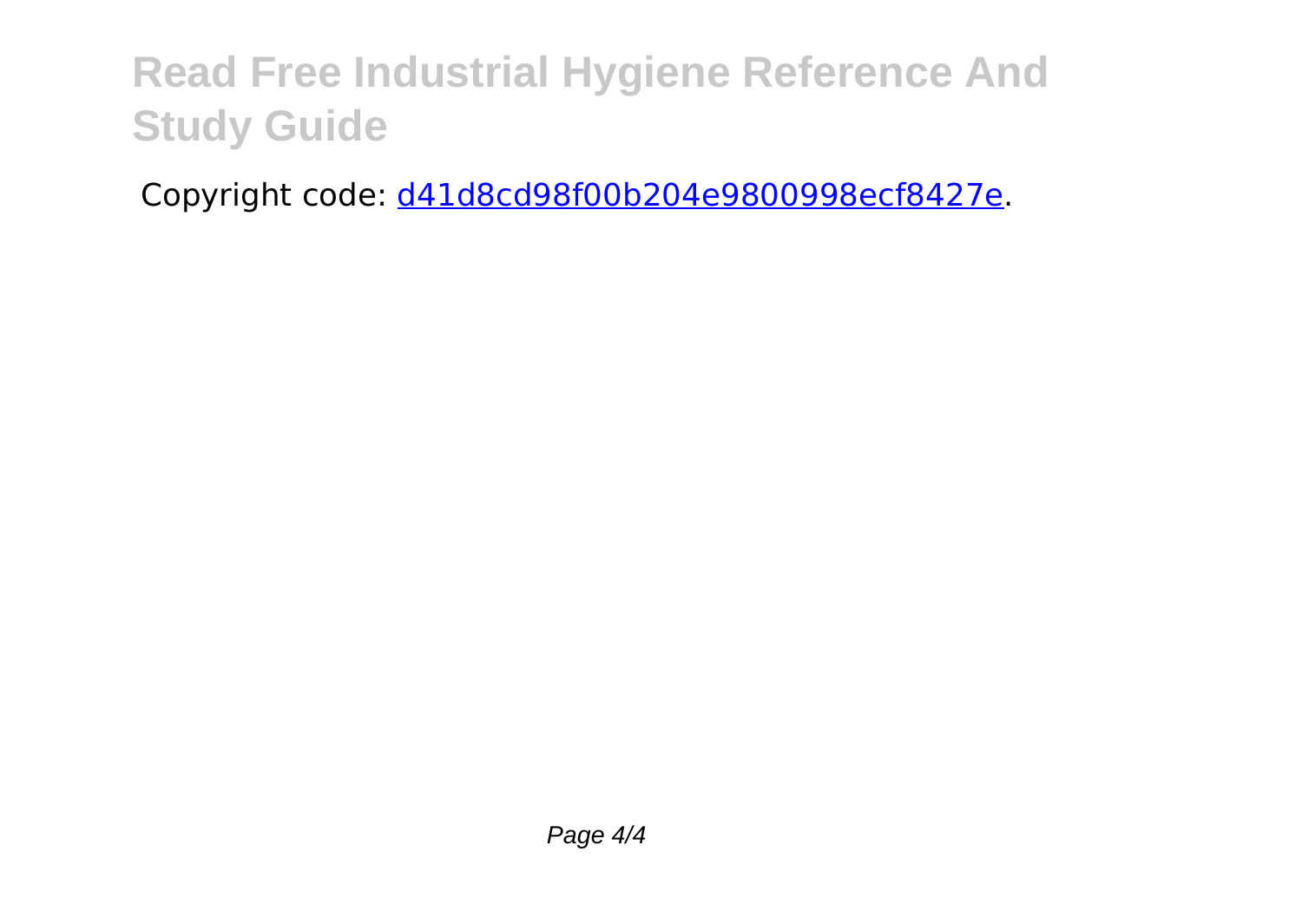Copyright code: d41d8cd98f00b204e9800998ecf8427e.